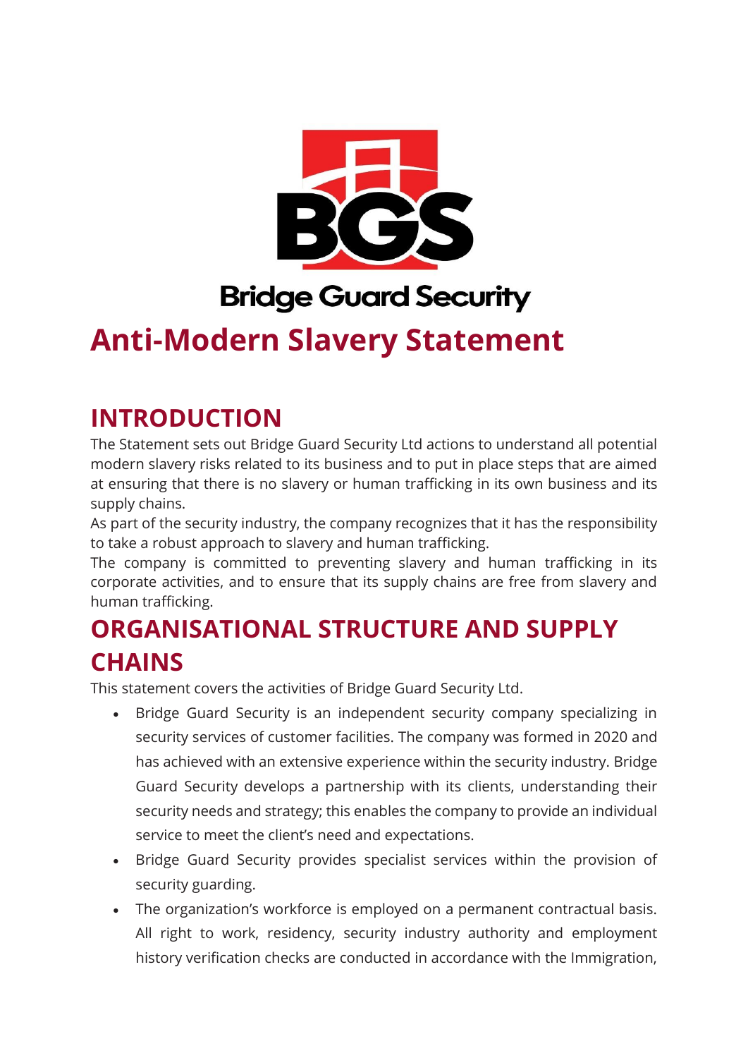Bridge Guard Security

# Anti-Modern Slavery Statement

## INTRODUCTION

The Statement sets out Bridge Guard Security Ltd actions to understand all potential modern slavery risks related to its business and to put in place steps that are aimed at ensuring that there is no slavery or human trafficking in its own business and its supply chains.

As part of the security industry, the company recognizes that it has the responsibility to take a robust approach to slavery and human trafficking.

The company is committed to preventing slavery and human trafficking in its corporate activities, and to ensure that its supply chains are free from slavery and human trafficking.

## ORGANISATIONAL STRUCTURE AND SUPPLY CHAINS

This statement covers the activities of Bridge Guard Security Ltd.

- Bridge Guard Security is an independent security company specializing in security services of customer facilities. The company was formed in 2020 and has achieved with an extensive experience within the security industry. Bridge Guard Security develops a partnership with its clients, understanding their security needs and strategy; this enables the company to provide an individual service to meet the client's need and expectations.
- Bridge Guard Security provides specialist services within the provision of security guarding.
- The organization's workforce is employed on a permanent contractual basis. All right to work, residency, security industry authority and employment history verification checks are conducted in accordance with the Immigration,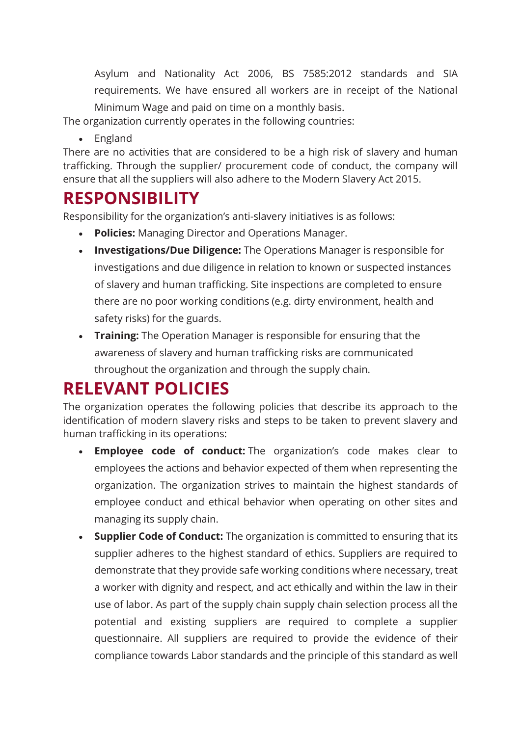Asylum and Nationality Act 2006, BS 7585:2012 standards and SIA requirements. We have ensured all workers are in receipt of the National Minimum Wage and paid on time on a monthly basis.

The organization currently operates in the following countries:

- England

There are no activities that are considered to be a high risk of slavery and human trafficking. Through the supplier/ procurement code of conduct, the company will ensure that all the suppliers will also adhere to the Modern Slavery Act 2015.

# RESPONSIBILITY

Responsibility for the organization's anti-slavery initiatives is as follows:

- **Policies:** Managing Director and Operations Manager.
- **Investigations/Due Diligence:** The Operations Manager is responsible for investigations and due diligence in relation to known or suspected instances of slavery and human trafficking. Site inspections are completed to ensure there are no poor working conditions (e.g. dirty environment, health and safety risks) for the guards.
- **Training:** The Operation Manager is responsible for ensuring that the awareness of slavery and human trafficking risks are communicated throughout the organization and through the supply chain.

# RELEVANT POLICIES

The organization operates the following policies that describe its approach to the identification of modern slavery risks and steps to be taken to prevent slavery and human trafficking in its operations:

- **Employee code of conduct:** The organization's code makes clear to employees the actions and behavior expected of them when representing the organization. The organization strives to maintain the highest standards of employee conduct and ethical behavior when operating on other sites and managing its supply chain.
- **Supplier Code of Conduct:** The organization is committed to ensuring that its supplier adheres to the highest standard of ethics. Suppliers are required to demonstrate that they provide safe working conditions where necessary, treat a worker with dignity and respect, and act ethically and within the law in their use of labor. As part of the supply chain supply chain selection process all the potential and existing suppliers are required to complete a supplier questionnaire. All suppliers are required to provide the evidence of their compliance towards Labor standards and the principle of this standard as well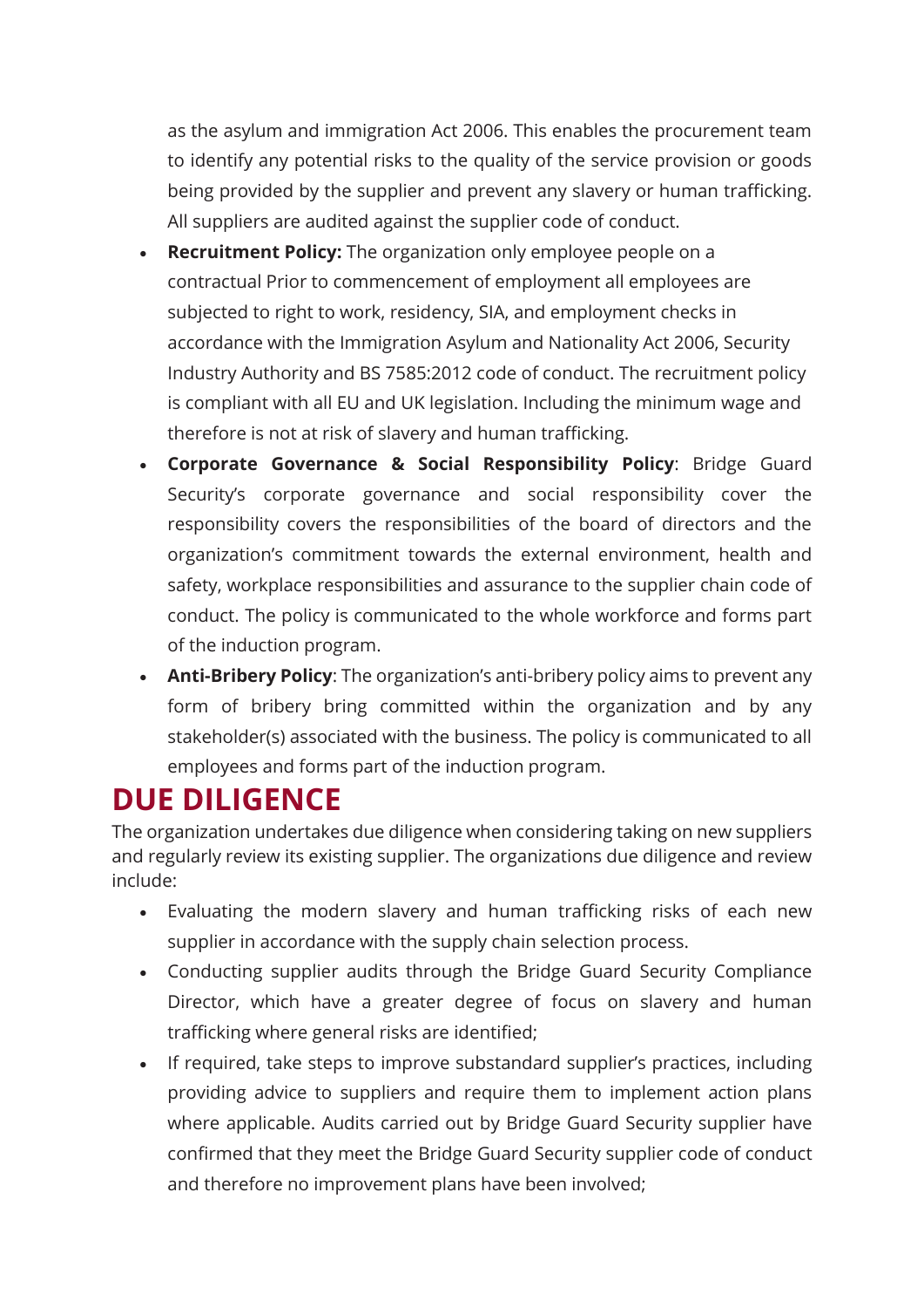as the asylum and immigration Act 2006. This enables the procurement team to identify any potential risks to the quality of the service provision or goods being provided by the supplier and prevent any slavery or human trafficking. All suppliers are audited against the supplier code of conduct.

- **Recruitment Policy:** The organization only employee people on a contractual Prior to commencement of employment all employees are subjected to right to work, residency, SIA, and employment checks in accordance with the Immigration Asylum and Nationality Act 2006, Security Industry Authority and BS 7585:2012 code of conduct. The recruitment policy is compliant with all EU and UK legislation. Including the minimum wage and therefore is not at risk of slavery and human trafficking.
- **Corporate Governance & Social Responsibility Policy**: Bridge Guard Security's corporate governance and social responsibility cover the responsibility covers the responsibilities of the board of directors and the organization's commitment towards the external environment, health and safety, workplace responsibilities and assurance to the supplier chain code of conduct. The policy is communicated to the whole workforce and forms part of the induction program.
- **Anti-Bribery Policy**: The organization's anti-bribery policy aims to prevent any form of bribery bring committed within the organization and by any stakeholder(s) associated with the business. The policy is communicated to all employees and forms part of the induction program.

## DUE DILIGENCE

The organization undertakes due diligence when considering taking on new suppliers and regularly review its existing supplier. The organizations due diligence and review include:

- Evaluating the modern slavery and human trafficking risks of each new supplier in accordance with the supply chain selection process.
- Conducting supplier audits through the Bridge Guard Security Compliance Director, which have a greater degree of focus on slavery and human trafficking where general risks are identified;
- If required, take steps to improve substandard supplier's practices, including providing advice to suppliers and require them to implement action plans where applicable. Audits carried out by Bridge Guard Security supplier have confirmed that they meet the Bridge Guard Security supplier code of conduct and therefore no improvement plans have been involved;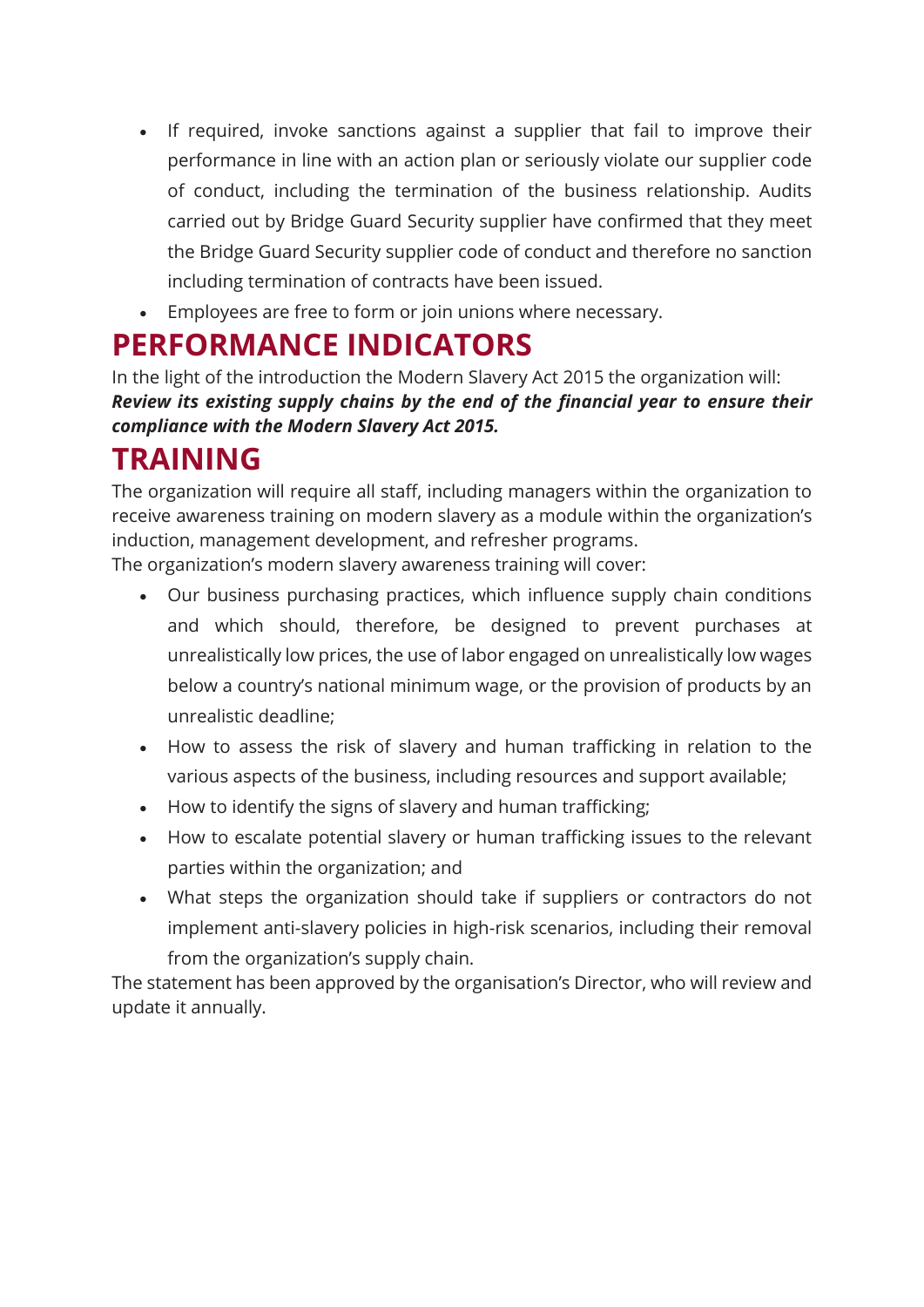- If required, invoke sanctions against a supplier that fail to improve their performance in line with an action plan or seriously violate our supplier code of conduct, including the termination of the business relationship. Audits carried out by Bridge Guard Security supplier have confirmed that they meet the Bridge Guard Security supplier code of conduct and therefore no sanction including termination of contracts have been issued.
- Employees are free to form or join unions where necessary.

# PERFORMANCE INDICATORS

In the light of the introduction the Modern Slavery Act 2015 the organization will:
***Review its existing supply chains by the end of the financial year to ensure their compliance with the Modern Slavery Act 2015.***

# TRAINING

The organization will require all staff, including managers within the organization to receive awareness training on modern slavery as a module within the organization's induction, management development, and refresher programs.
The organization's modern slavery awareness training will cover:

- Our business purchasing practices, which influence supply chain conditions and which should, therefore, be designed to prevent purchases at unrealistically low prices, the use of labor engaged on unrealistically low wages below a country's national minimum wage, or the provision of products by an unrealistic deadline;
- How to assess the risk of slavery and human trafficking in relation to the various aspects of the business, including resources and support available;
- How to identify the signs of slavery and human trafficking;
- How to escalate potential slavery or human trafficking issues to the relevant parties within the organization; and
- What steps the organization should take if suppliers or contractors do not implement anti-slavery policies in high-risk scenarios, including their removal from the organization's supply chain.

The statement has been approved by the organisation's Director, who will review and update it annually.